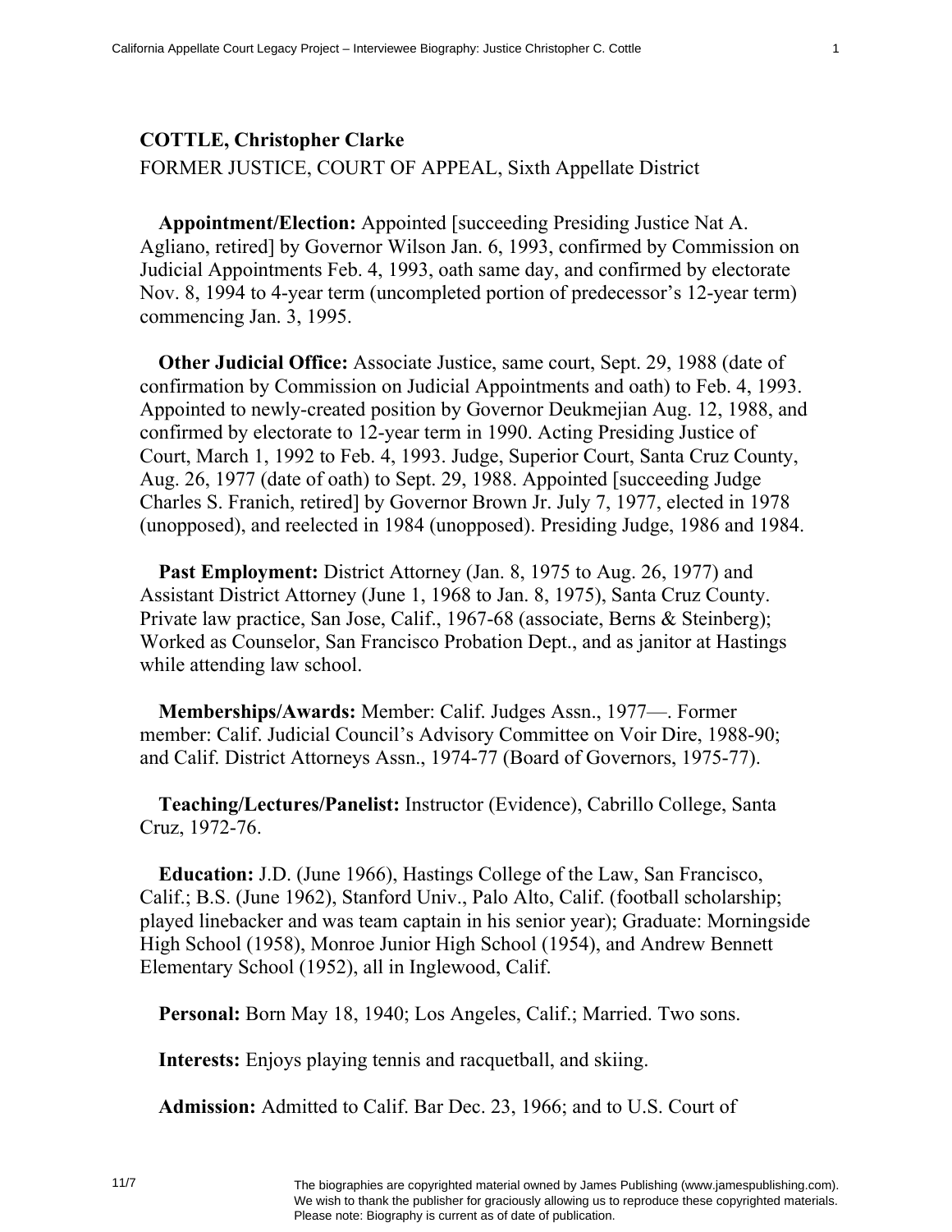**COTTLE, Christopher Clarke**

FORMER JUSTICE, COURT OF APPEAL, Sixth Appellate District

**Appointment/Election:** Appointed [succeeding Presiding Justice Nat A. Agliano, retired] by Governor Wilson Jan. 6, 1993, confirmed by Commission on Judicial Appointments Feb. 4, 1993, oath same day, and confirmed by electorate Nov. 8, 1994 to 4-year term (uncompleted portion of predecessor's 12-year term) commencing Jan. 3, 1995.

**Other Judicial Office:** Associate Justice, same court, Sept. 29, 1988 (date of confirmation by Commission on Judicial Appointments and oath) to Feb. 4, 1993. Appointed to newly-created position by Governor Deukmejian Aug. 12, 1988, and confirmed by electorate to 12-year term in 1990. Acting Presiding Justice of Court, March 1, 1992 to Feb. 4, 1993. Judge, Superior Court, Santa Cruz County, Aug. 26, 1977 (date of oath) to Sept. 29, 1988. Appointed [succeeding Judge Charles S. Franich, retired] by Governor Brown Jr. July 7, 1977, elected in 1978 (unopposed), and reelected in 1984 (unopposed). Presiding Judge, 1986 and 1984.

**Past Employment:** District Attorney (Jan. 8, 1975 to Aug. 26, 1977) and Assistant District Attorney (June 1, 1968 to Jan. 8, 1975), Santa Cruz County. Private law practice, San Jose, Calif., 1967-68 (associate, Berns & Steinberg); Worked as Counselor, San Francisco Probation Dept., and as janitor at Hastings while attending law school.

**Memberships/Awards:** Member: Calif. Judges Assn., 1977—. Former member: Calif. Judicial Council's Advisory Committee on Voir Dire, 1988-90; and Calif. District Attorneys Assn., 1974-77 (Board of Governors, 1975-77).

**Teaching/Lectures/Panelist:** Instructor (Evidence), Cabrillo College, Santa Cruz, 1972-76.

**Education:** J.D. (June 1966), Hastings College of the Law, San Francisco, Calif.; B.S. (June 1962), Stanford Univ., Palo Alto, Calif. (football scholarship; played linebacker and was team captain in his senior year); Graduate: Morningside High School (1958), Monroe Junior High School (1954), and Andrew Bennett Elementary School (1952), all in Inglewood, Calif.

**Personal:** Born May 18, 1940; Los Angeles, Calif.; Married. Two sons.

**Interests:** Enjoys playing tennis and racquetball, and skiing.

**Admission:** Admitted to Calif. Bar Dec. 23, 1966; and to U.S. Court of

The biographies are copyrighted material owned by James Publishing (www.jamespublishing.com). We wish to thank the publisher for graciously allowing us to reproduce these copyrighted materials. Please note: Biography is current as of date of publication.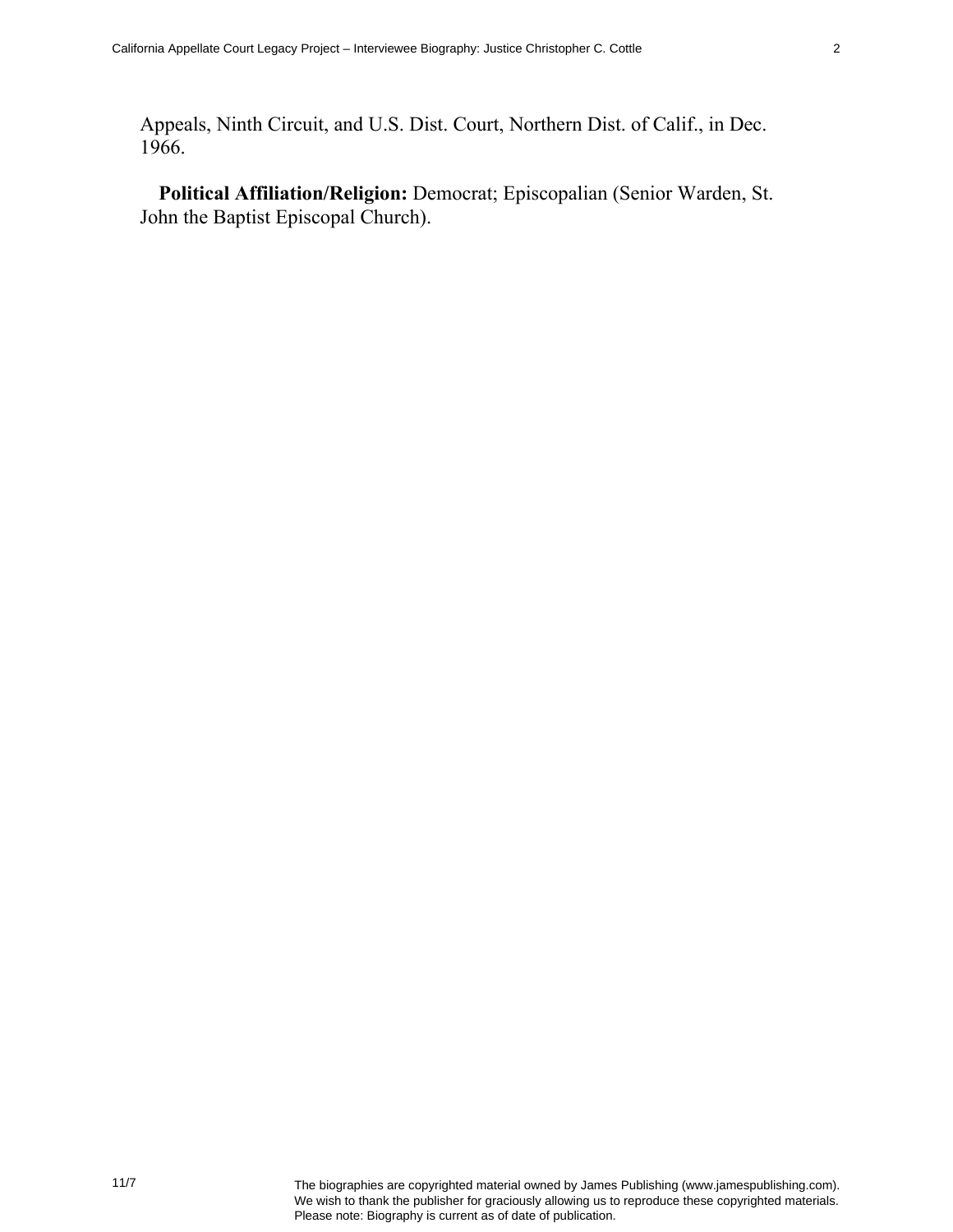Appeals, Ninth Circuit, and U.S. Dist. Court, Northern Dist. of Calif., in Dec. 1966.

**Political Affiliation/Religion:** Democrat; Episcopalian (Senior Warden, St. John the Baptist Episcopal Church).